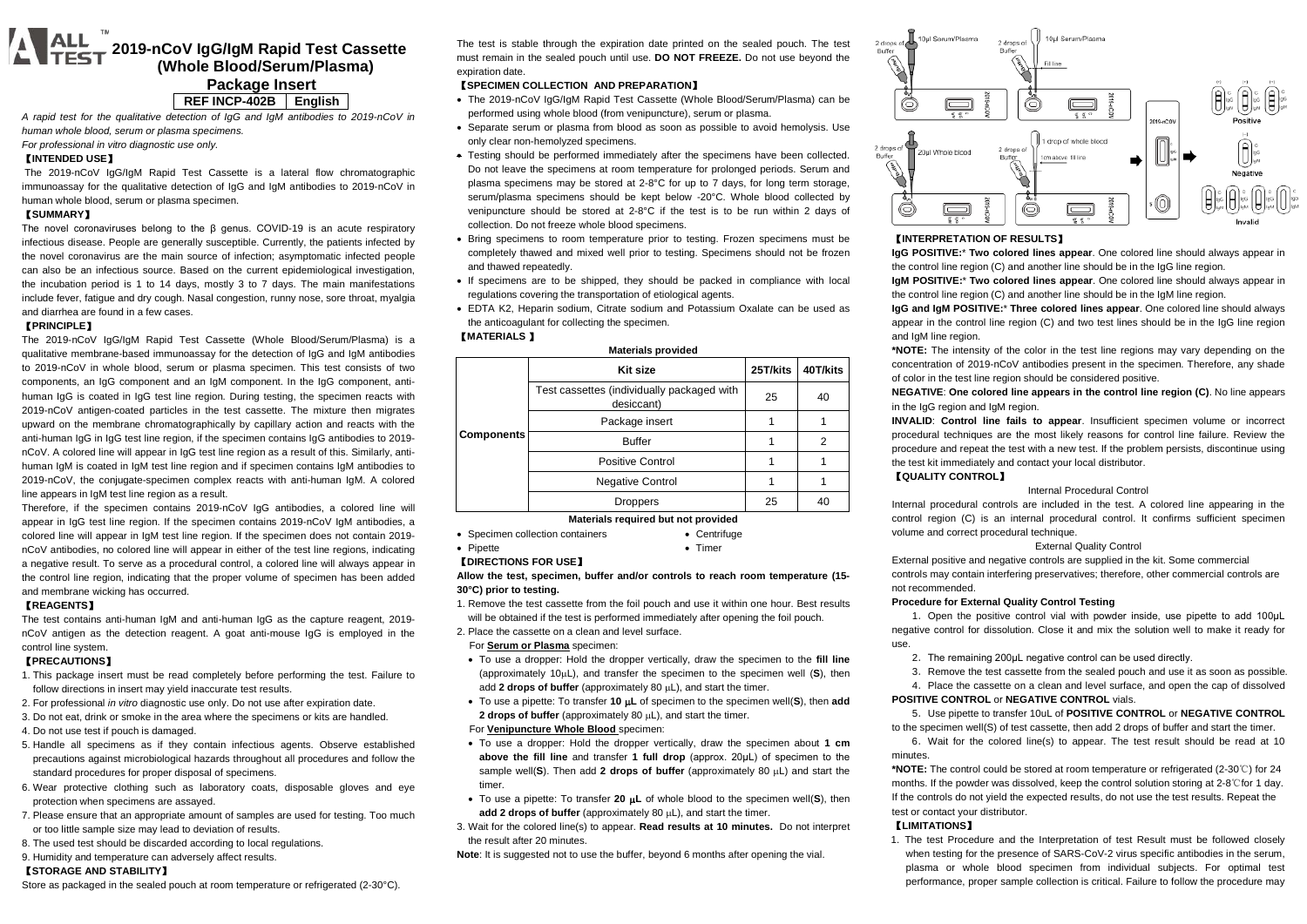# 2019-nCoV IgG/IgM Rapid Test Cassette (Whole Blood/Serum/Plasma)

## Package Insert

**REF INCP-402B | English**

*A rapid test for the qualitative detection of IgG and IgM antibodies to 2019-nCoV in human whole blood, serum or plasma specimens.*

*For professional in vitro diagnostic use only.*

## 【INTENDED USE】

The 2019-nCoV IgG/IgM Rapid Test Cassette is a lateral flow chromatographic immunoassay for the qualitative detection of IgG and IgM antibodies to 2019-nCoV in human whole blood, serum or plasma specimen.

## 【SUMMARY】

The novel coronaviruses belong to the β genus. COVID-19 is an acute respiratory infectious disease. People are generally susceptible. Currently, the patients infected by the novel coronavirus are the main source of infection; asymptomatic infected people can also be an infectious source. Based on the current epidemiological investigation, the incubation period is 1 to 14 days, mostly 3 to 7 days. The main manifestations include fever, fatigue and dry cough. Nasal congestion, runny nose, sore throat, myalgia and diarrhea are found in a few cases.

## 【PRINCIPLE】

The 2019-nCoV IgG/IgM Rapid Test Cassette (Whole Blood/Serum/Plasma) is a qualitative membrane-based immunoassay for the detection of IgG and IgM antibodies to 2019-nCoV in whole blood, serum or plasma specimen. This test consists of two components, an IgG component and an IgM component. In the IgG component, anti-human IgG is coated in IgG test line region. During testing, the specimen reacts with 2019-nCoV antigen-coated particles in the test cassette. The mixture then migrates upward on the membrane chromatographically by capillary action and reacts with the anti-human IgG in IgG test line region, if the specimen contains IgG antibodies to 2019-nCoV. A colored line will appear in IgG test line region as a result of this. Similarly, anti-human IgM is coated in IgM test line region and if specimen contains IgM antibodies to 2019-nCoV, the conjugate-specimen complex reacts with anti-human IgM. A colored line appears in IgM test line region as a result.

Therefore, if the specimen contains 2019-nCoV IgG antibodies, a colored line will appear in IgG test line region. If the specimen contains 2019-nCoV IgM antibodies, a colored line will appear in IgM test line region. If the specimen does not contain 2019-nCoV antibodies, no colored line will appear in either of the test line regions, indicating a negative result. To serve as a procedural control, a colored line will always appear in the control line region, indicating that the proper volume of specimen has been added and membrane wicking has occurred.

## 【REAGENTS】

The test contains anti-human IgM and anti-human IgG as the capture reagent, 2019-nCoV antigen as the detection reagent. A goat anti-mouse IgG is employed in the control line system.

## 【PRECAUTIONS】

1. This package insert must be read completely before performing the test. Failure to follow directions in insert may yield inaccurate test results.
2. For professional *in vitro* diagnostic use only. Do not use after expiration date.
3. Do not eat, drink or smoke in the area where the specimens or kits are handled.
4. Do not use test if pouch is damaged.
5. Handle all specimens as if they contain infectious agents. Observe established precautions against microbiological hazards throughout all procedures and follow the standard procedures for proper disposal of specimens.
6. Wear protective clothing such as laboratory coats, disposable gloves and eye protection when specimens are assayed.
7. Please ensure that an appropriate amount of samples are used for testing. Too much or too little sample size may lead to deviation of results.
8. The used test should be discarded according to local regulations.
9. Humidity and temperature can adversely affect results.

## 【STORAGE AND STABILITY】

Store as packaged in the sealed pouch at room temperature or refrigerated (2-30°C). The test is stable through the expiration date printed on the sealed pouch. The test must remain in the sealed pouch until use. **DO NOT FREEZE.** Do not use beyond the expiration date.

## 【SPECIMEN COLLECTION AND PREPARATION】

- The 2019-nCoV IgG/IgM Rapid Test Cassette (Whole Blood/Serum/Plasma) can be performed using whole blood (from venipuncture), serum or plasma.
- Separate serum or plasma from blood as soon as possible to avoid hemolysis. Use only clear non-hemolyzed specimens.
- Testing should be performed immediately after the specimens have been collected. Do not leave the specimens at room temperature for prolonged periods. Serum and plasma specimens may be stored at 2-8°C for up to 7 days, for long term storage, serum/plasma specimens should be kept below -20°C. Whole blood collected by venipuncture should be stored at 2-8°C if the test is to be run within 2 days of collection. Do not freeze whole blood specimens.
- Bring specimens to room temperature prior to testing. Frozen specimens must be completely thawed and mixed well prior to testing. Specimens should not be frozen and thawed repeatedly.
- If specimens are to be shipped, they should be packed in compliance with local regulations covering the transportation of etiological agents.
- EDTA K2, Heparin sodium, Citrate sodium and Potassium Oxalate can be used as the anticoagulant for collecting the specimen.

## 【MATERIALS】

**Materials provided**

| | Kit size | 25T/kits | 40T/kits |
|---|---|---|---|
| Components | Test cassettes (individually packaged with desiccant) | 25 | 40 |
| | Package insert | 1 | 1 |
| | Buffer | 1 | 2 |
| | Positive Control | 1 | 1 |
| | Negative Control | 1 | 1 |
| | Droppers | 25 | 40 |

**Materials required but not provided**

- Specimen collection containers
- Centrifuge
- Pipette
- Timer

## 【DIRECTIONS FOR USE】

**Allow the test, specimen, buffer and/or controls to reach room temperature (15-30°C) prior to testing.**

1. Remove the test cassette from the foil pouch and use it within one hour. Best results will be obtained if the test is performed immediately after opening the foil pouch.
2. Place the cassette on a clean and level surface.

   For **Serum or Plasma** specimen:
   - To use a dropper: Hold the dropper vertically, draw the specimen to the **fill line** (approximately 10μL), and transfer the specimen to the specimen well (**S**), then add **2 drops of buffer** (approximately 80 μL), and start the timer.
   - To use a pipette: To transfer **10 μL** of specimen to the specimen well(**S**), then add **2 drops of buffer** (approximately 80 μL), and start the timer.

   For **Venipuncture Whole Blood** specimen:
   - To use a dropper: Hold the dropper vertically, draw the specimen about **1 cm above the fill line** and transfer **1 full drop** (approx. 20μL) of specimen to the sample well(**S**). Then add **2 drops of buffer** (approximately 80 μL) and start the timer.
   - To use a pipette: To transfer **20 μL** of whole blood to the specimen well(**S**), then **add 2 drops of buffer** (approximately 80 μL), and start the timer.
3. Wait for the colored line(s) to appear. **Read results at 10 minutes.** Do not interpret the result after 20 minutes.

**Note**: It is suggested not to use the buffer, beyond 6 months after opening the vial.

## 【INTERPRETATION OF RESULTS】

**IgG POSITIVE:*** **Two colored lines appear**. One colored line should always appear in the control line region (C) and another line should be in the IgG line region.

**IgM POSITIVE:*** **Two colored lines appear**. One colored line should always appear in the control line region (C) and another line should be in the IgM line region.

**IgG and IgM POSITIVE:*** **Three colored lines appear**. One colored line should always appear in the control line region (C) and two test lines should be in the IgG line region and IgM line region.

***NOTE:** The intensity of the color in the test line regions may vary depending on the concentration of 2019-nCoV antibodies present in the specimen. Therefore, any shade of color in the test line region should be considered positive.

**NEGATIVE**: **One colored line appears in the control line region (C)**. No line appears in the IgG region and IgM region.

**INVALID**: **Control line fails to appear**. Insufficient specimen volume or incorrect procedural techniques are the most likely reasons for control line failure. Review the procedure and repeat the test with a new test. If the problem persists, discontinue using the test kit immediately and contact your local distributor.

## 【QUALITY CONTROL】

### Internal Procedural Control

Internal procedural controls are included in the test. A colored line appearing in the control region (C) is an internal procedural control. It confirms sufficient specimen volume and correct procedural technique.

### External Quality Control

External positive and negative controls are supplied in the kit. Some commercial controls may contain interfering preservatives; therefore, other commercial controls are not recommended.

**Procedure for External Quality Control Testing**

1. Open the positive control vial with powder inside, use pipette to add 100μL negative control for dissolution. Close it and mix the solution well to make it ready for use.
2. The remaining 200μL negative control can be used directly.
3. Remove the test cassette from the sealed pouch and use it as soon as possible.
4. Place the cassette on a clean and level surface, and open the cap of dissolved **POSITIVE CONTROL** or **NEGATIVE CONTROL** vials.
5. Use pipette to transfer 10uL of **POSITIVE CONTROL** or **NEGATIVE CONTROL** to the specimen well(S) of test cassette, then add 2 drops of buffer and start the timer.
6. Wait for the colored line(s) to appear. The test result should be read at 10 minutes.

***NOTE:** The control could be stored at room temperature or refrigerated (2-30℃) for 24 months. If the powder was dissolved, keep the control solution storing at 2-8℃for 1 day. If the controls do not yield the expected results, do not use the test results. Repeat the test or contact your distributor.

## 【LIMITATIONS】

1. The test Procedure and the Interpretation of test Result must be followed closely when testing for the presence of SARS-CoV-2 virus specific antibodies in the serum, plasma or whole blood specimen from individual subjects. For optimal test performance, proper sample collection is critical. Failure to follow the procedure may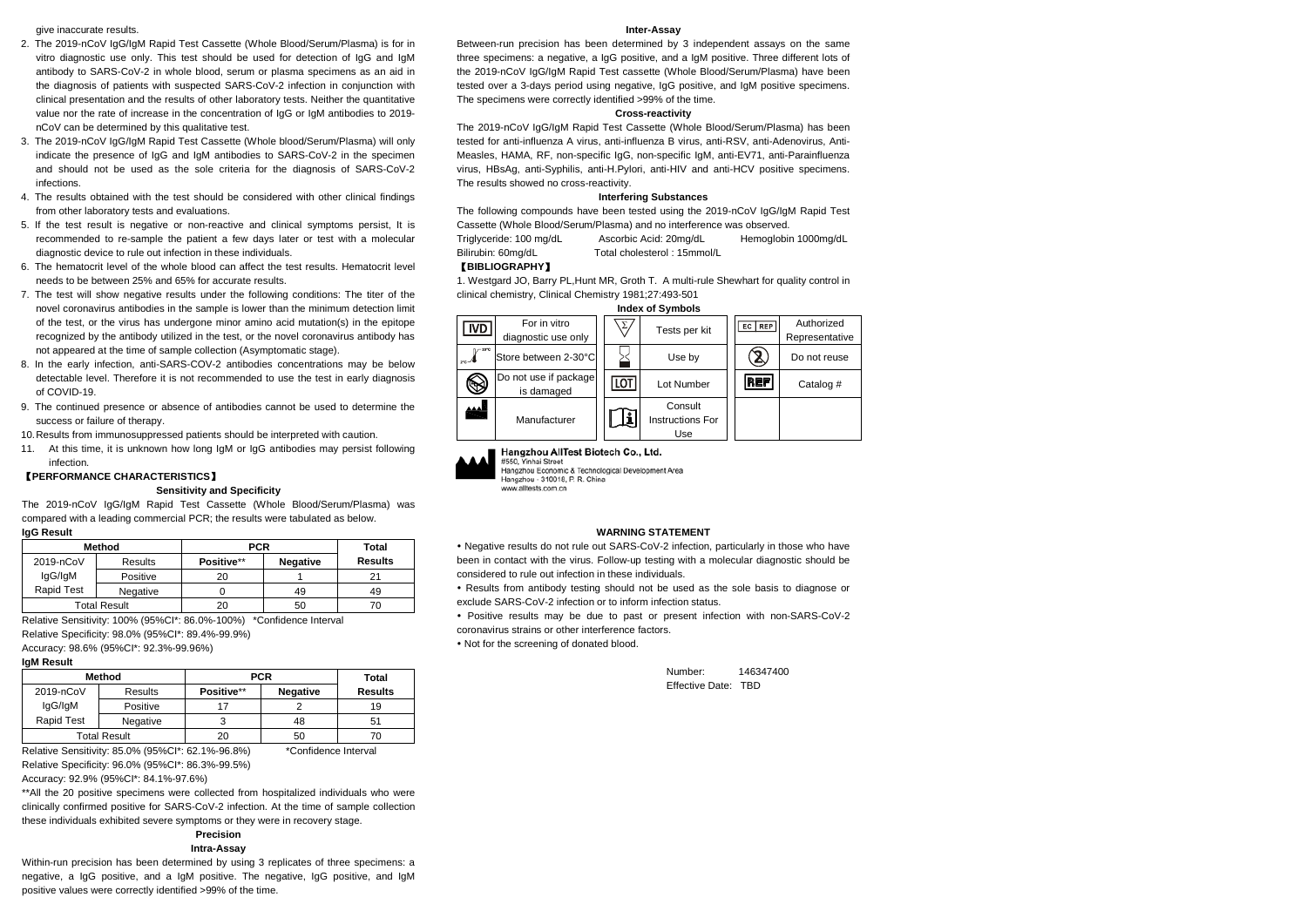give inaccurate results.

2. The 2019-nCoV IgG/IgM Rapid Test Cassette (Whole Blood/Serum/Plasma) is for in vitro diagnostic use only. This test should be used for detection of IgG and IgM antibody to SARS-CoV-2 in whole blood, serum or plasma specimens as an aid in the diagnosis of patients with suspected SARS-CoV-2 infection in conjunction with clinical presentation and the results of other laboratory tests. Neither the quantitative value nor the rate of increase in the concentration of IgG or IgM antibodies to 2019-nCoV can be determined by this qualitative test.
3. The 2019-nCoV IgG/IgM Rapid Test Cassette (Whole blood/Serum/Plasma) will only indicate the presence of IgG and IgM antibodies to SARS-CoV-2 in the specimen and should not be used as the sole criteria for the diagnosis of SARS-CoV-2 infections.
4. The results obtained with the test should be considered with other clinical findings from other laboratory tests and evaluations.
5. If the test result is negative or non-reactive and clinical symptoms persist, It is recommended to re-sample the patient a few days later or test with a molecular diagnostic device to rule out infection in these individuals.
6. The hematocrit level of the whole blood can affect the test results. Hematocrit level needs to be between 25% and 65% for accurate results.
7. The test will show negative results under the following conditions: The titer of the novel coronavirus antibodies in the sample is lower than the minimum detection limit of the test, or the virus has undergone minor amino acid mutation(s) in the epitope recognized by the antibody utilized in the test, or the novel coronavirus antibody has not appeared at the time of sample collection (Asymptomatic stage).
8. In the early infection, anti-SARS-COV-2 antibodies concentrations may be below detectable level. Therefore it is not recommended to use the test in early diagnosis of COVID-19.
9. The continued presence or absence of antibodies cannot be used to determine the success or failure of therapy.
10. Results from immunosuppressed patients should be interpreted with caution.
11. At this time, it is unknown how long IgM or IgG antibodies may persist following infection.

## 【PERFORMANCE CHARACTERISTICS】

### Sensitivity and Specificity

The 2019-nCoV IgG/IgM Rapid Test Cassette (Whole Blood/Serum/Plasma) was compared with a leading commercial PCR; the results were tabulated as below.

**IgG Result**

| Method | | PCR | | Total |
|---|---|---|---|---|
| 2019-nCoV IgG/IgM Rapid Test | Results | **Positive**** | **Negative** | **Results** |
| | Positive | 20 | 1 | 21 |
| | Negative | 0 | 49 | 49 |
| Total Result | | 20 | 50 | 70 |

Relative Sensitivity: 100% (95%CI*: 86.0%-100%) *Confidence Interval

Relative Specificity: 98.0% (95%CI*: 89.4%-99.9%)

Accuracy: 98.6% (95%CI*: 92.3%-99.96%)

**IgM Result**

| Method | | PCR | | Total |
|---|---|---|---|---|
| 2019-nCoV IgG/IgM Rapid Test | Results | **Positive**** | **Negative** | **Results** |
| | Positive | 17 | 2 | 19 |
| | Negative | 3 | 48 | 51 |
| Total Result | | 20 | 50 | 70 |

Relative Sensitivity: 85.0% (95%CI*: 62.1%-96.8%) *Confidence Interval

Relative Specificity: 96.0% (95%CI*: 86.3%-99.5%)

Accuracy: 92.9% (95%CI*: 84.1%-97.6%)

**All the 20 positive specimens were collected from hospitalized individuals who were clinically confirmed positive for SARS-CoV-2 infection. At the time of sample collection these individuals exhibited severe symptoms or they were in recovery stage.

### Precision

#### Intra-Assay

Within-run precision has been determined by using 3 replicates of three specimens: a negative, a IgG positive, and a IgM positive. The negative, IgG positive, and IgM positive values were correctly identified >99% of the time.

#### Inter-Assay

Between-run precision has been determined by 3 independent assays on the same three specimens: a negative, a IgG positive, and a IgM positive. Three different lots of the 2019-nCoV IgG/IgM Rapid Test cassette (Whole Blood/Serum/Plasma) have been tested over a 3-days period using negative, IgG positive, and IgM positive specimens. The specimens were correctly identified >99% of the time.

### Cross-reactivity

The 2019-nCoV IgG/IgM Rapid Test Cassette (Whole Blood/Serum/Plasma) has been tested for anti-influenza A virus, anti-influenza B virus, anti-RSV, anti-Adenovirus, Anti-Measles, HAMA, RF, non-specific IgG, non-specific IgM, anti-EV71, anti-Parainfluenza virus, HBsAg, anti-Syphilis, anti-H.Pylori, anti-HIV and anti-HCV positive specimens. The results showed no cross-reactivity.

### Interfering Substances

The following compounds have been tested using the 2019-nCoV IgG/IgM Rapid Test Cassette (Whole Blood/Serum/Plasma) and no interference was observed.

Triglyceride: 100 mg/dL    Ascorbic Acid: 20mg/dL    Hemoglobin 1000mg/dL

Bilirubin: 60mg/dL    Total cholesterol : 15mmol/L

## 【BIBLIOGRAPHY】

1. Westgard JO, Barry PL,Hunt MR, Groth T. A multi-rule Shewhart for quality control in clinical chemistry, Clinical Chemistry 1981;27:493-501

**Index of Symbols**

| | | | | | |
|---|---|---|---|---|---|
| IVD | For in vitro diagnostic use only | Σ | Tests per kit | EC REP | Authorized Representative |
| | Store between 2-30°C | | Use by | | Do not reuse |
| | Do not use if package is damaged | LOT | Lot Number | REF | Catalog # |
| | Manufacturer | | Consult Instructions For Use | | |

**Hangzhou AllTest Biotech Co., Ltd.**
#550, Yinhai Street
Hangzhou Economic & Technological Development Area
Hangzhou - 310018, P. R. China
www.alltests.com.cn

### WARNING STATEMENT

- Negative results do not rule out SARS-CoV-2 infection, particularly in those who have been in contact with the virus. Follow-up testing with a molecular diagnostic should be considered to rule out infection in these individuals.
- Results from antibody testing should not be used as the sole basis to diagnose or exclude SARS-CoV-2 infection or to inform infection status.
- Positive results may be due to past or present infection with non-SARS-CoV-2 coronavirus strains or other interference factors.
- Not for the screening of donated blood.

Number: 146347400

Effective Date: TBD